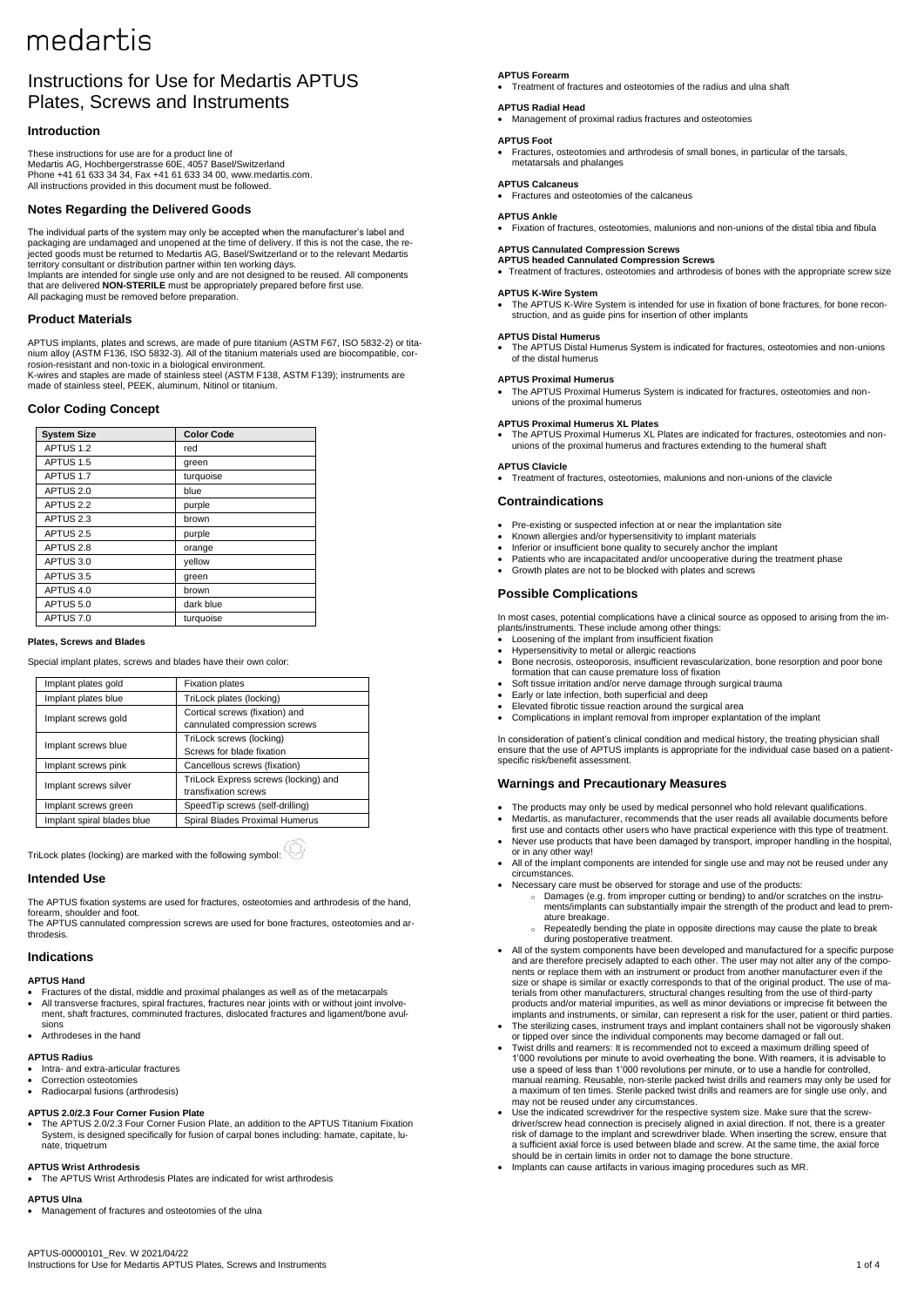medartis

# Instructions for Use for Medartis APTUS Plates, Screws and Instruments

## Introduction

These instructions for use are for a product line of
Medartis AG, Hochbergerstrasse 60E, 4057 Basel/Switzerland
Phone +41 61 633 34 34, Fax +41 61 633 34 00, www.medartis.com.
All instructions provided in this document must be followed.

## Notes Regarding the Delivered Goods

The individual parts of the system may only be accepted when the manufacturer's label and packaging are undamaged and unopened at the time of delivery. If this is not the case, the rejected goods must be returned to Medartis AG, Basel/Switzerland or to the relevant Medartis territory consultant or distribution partner within ten working days.
Implants are intended for single use only and are not designed to be reused. All components that are delivered **NON-STERILE** must be appropriately prepared before first use.
All packaging must be removed before preparation.

## Product Materials

APTUS implants, plates and screws, are made of pure titanium (ASTM F67, ISO 5832-2) or titanium alloy (ASTM F136, ISO 5832-3). All of the titanium materials used are biocompatible, corrosion-resistant and non-toxic in a biological environment.
K-wires and staples are made of stainless steel (ASTM F138, ASTM F139); instruments are made of stainless steel, PEEK, aluminum, Nitinol or titanium.

## Color Coding Concept

| System Size | Color Code |
|---|---|
| APTUS 1.2 | red |
| APTUS 1.5 | green |
| APTUS 1.7 | turquoise |
| APTUS 2.0 | blue |
| APTUS 2.2 | purple |
| APTUS 2.3 | brown |
| APTUS 2.5 | purple |
| APTUS 2.8 | orange |
| APTUS 3.0 | yellow |
| APTUS 3.5 | green |
| APTUS 4.0 | brown |
| APTUS 5.0 | dark blue |
| APTUS 7.0 | turquoise |

#### Plates, Screws and Blades

Special implant plates, screws and blades have their own color:

| | |
|---|---|
| Implant plates gold | Fixation plates |
| Implant plates blue | TriLock plates (locking) |
| Implant screws gold | Cortical screws (fixation) and cannulated compression screws |
| Implant screws blue | TriLock screws (locking) Screws for blade fixation |
| Implant screws pink | Cancellous screws (fixation) |
| Implant screws silver | TriLock Express screws (locking) and transfixation screws |
| Implant screws green | SpeedTip screws (self-drilling) |
| Implant spiral blades blue | Spiral Blades Proximal Humerus |

TriLock plates (locking) are marked with the following symbol:

## Intended Use

The APTUS fixation systems are used for fractures, osteotomies and arthrodesis of the hand, forearm, shoulder and foot.
The APTUS cannulated compression screws are used for bone fractures, osteotomies and arthrodesis.

## Indications

#### APTUS Hand

- Fractures of the distal, middle and proximal phalanges as well as of the metacarpals
- All transverse fractures, spiral fractures, fractures near joints with or without joint involvement, shaft fractures, comminuted fractures, dislocated fractures and ligament/bone avulsions
- Arthrodeses in the hand

#### APTUS Radius

- Intra- and extra-articular fractures
- Correction osteotomies
- Radiocarpal fusions (arthrodesis)

#### APTUS 2.0/2.3 Four Corner Fusion Plate

- The APTUS 2.0/2.3 Four Corner Fusion Plate, an addition to the APTUS Titanium Fixation System, is designed specifically for fusion of carpal bones including: hamate, capitate, lunate, triquetrum

#### APTUS Wrist Arthrodesis

- The APTUS Wrist Arthrodesis Plates are indicated for wrist arthrodesis

#### APTUS Ulna

- Management of fractures and osteotomies of the ulna

#### APTUS Forearm

- Treatment of fractures and osteotomies of the radius and ulna shaft

#### APTUS Radial Head

- Management of proximal radius fractures and osteotomies

#### APTUS Foot

- Fractures, osteotomies and arthrodesis of small bones, in particular of the tarsals, metatarsals and phalanges

#### APTUS Calcaneus

- Fractures and osteotomies of the calcaneus

#### APTUS Ankle

- Fixation of fractures, osteotomies, malunions and non-unions of the distal tibia and fibula

#### APTUS Cannulated Compression Screws
#### APTUS headed Cannulated Compression Screws

- Treatment of fractures, osteotomies and arthrodesis of bones with the appropriate screw size

#### APTUS K-Wire System

- The APTUS K-Wire System is intended for use in fixation of bone fractures, for bone reconstruction, and as guide pins for insertion of other implants

#### APTUS Distal Humerus

- The APTUS Distal Humerus System is indicated for fractures, osteotomies and non-unions of the distal humerus

#### APTUS Proximal Humerus

- The APTUS Proximal Humerus System is indicated for fractures, osteotomies and non-unions of the proximal humerus

#### APTUS Proximal Humerus XL Plates

- The APTUS Proximal Humerus XL Plates are indicated for fractures, osteotomies and non-unions of the proximal humerus and fractures extending to the humeral shaft

#### APTUS Clavicle

- Treatment of fractures, osteotomies, malunions and non-unions of the clavicle

## Contraindications

- Pre-existing or suspected infection at or near the implantation site
- Known allergies and/or hypersensitivity to implant materials
- Inferior or insufficient bone quality to securely anchor the implant
- Patients who are incapacitated and/or uncooperative during the treatment phase
- Growth plates are not to be blocked with plates and screws

## Possible Complications

In most cases, potential complications have a clinical source as opposed to arising from the implants/instruments. These include among other things:

- Loosening of the implant from insufficient fixation
- Hypersensitivity to metal or allergic reactions
- Bone necrosis, osteoporosis, insufficient revascularization, bone resorption and poor bone formation that can cause premature loss of fixation
- Soft tissue irritation and/or nerve damage through surgical trauma
- Early or late infection, both superficial and deep
- Elevated fibrotic tissue reaction around the surgical area
- Complications in implant removal from improper explantation of the implant

In consideration of patient's clinical condition and medical history, the treating physician shall ensure that the use of APTUS implants is appropriate for the individual case based on a patient-specific risk/benefit assessment.

## Warnings and Precautionary Measures

- The products may only be used by medical personnel who hold relevant qualifications.
- Medartis, as manufacturer, recommends that the user reads all available documents before first use and contacts other users who have practical experience with this type of treatment.
- Never use products that have been damaged by transport, improper handling in the hospital, or in any other way!
- All of the implant components are intended for single use and may not be reused under any circumstances.
- Necessary care must be observed for storage and use of the products:
  - Damages (e.g. from improper cutting or bending) to and/or scratches on the instruments/implants can substantially impair the strength of the product and lead to premature breakage.
  - Repeatedly bending the plate in opposite directions may cause the plate to break during postoperative treatment.
- All of the system components have been developed and manufactured for a specific purpose and are therefore precisely adapted to each other. The user may not alter any of the components or replace them with an instrument or product from another manufacturer even if the size or shape is similar or exactly corresponds to that of the original product. The use of materials from other manufacturers, structural changes resulting from the use of third-party products and/or material impurities, as well as minor deviations or imprecise fit between the implants and instruments, or similar, can represent a risk for the user, patient or third parties.
- The sterilizing cases, instrument trays and implant containers shall not be vigorously shaken or tipped over since the individual components may become damaged or fall out.
- Twist drills and reamers: It is recommended not to exceed a maximum drilling speed of 1'000 revolutions per minute to avoid overheating the bone. With reamers, it is advisable to use a speed of less than 1'000 revolutions per minute, or to use a handle for controlled, manual reaming. Reusable, non-sterile packed twist drills and reamers may only be used for a maximum of ten times. Sterile packed twist drills and reamers are for single use only, and may not be reused under any circumstances.
- Use the indicated screwdriver for the respective system size. Make sure that the screwdriver/screw head connection is precisely aligned in axial direction. If not, there is a greater risk of damage to the implant and screwdriver blade. When inserting the screw, ensure that a sufficient axial force is used between blade and screw. At the same time, the axial force should be in certain limits in order not to damage the bone structure.
- Implants can cause artifacts in various imaging procedures such as MR.

APTUS-00000101_Rev. W 2021/04/22
Instructions for Use for Medartis APTUS Plates, Screws and Instruments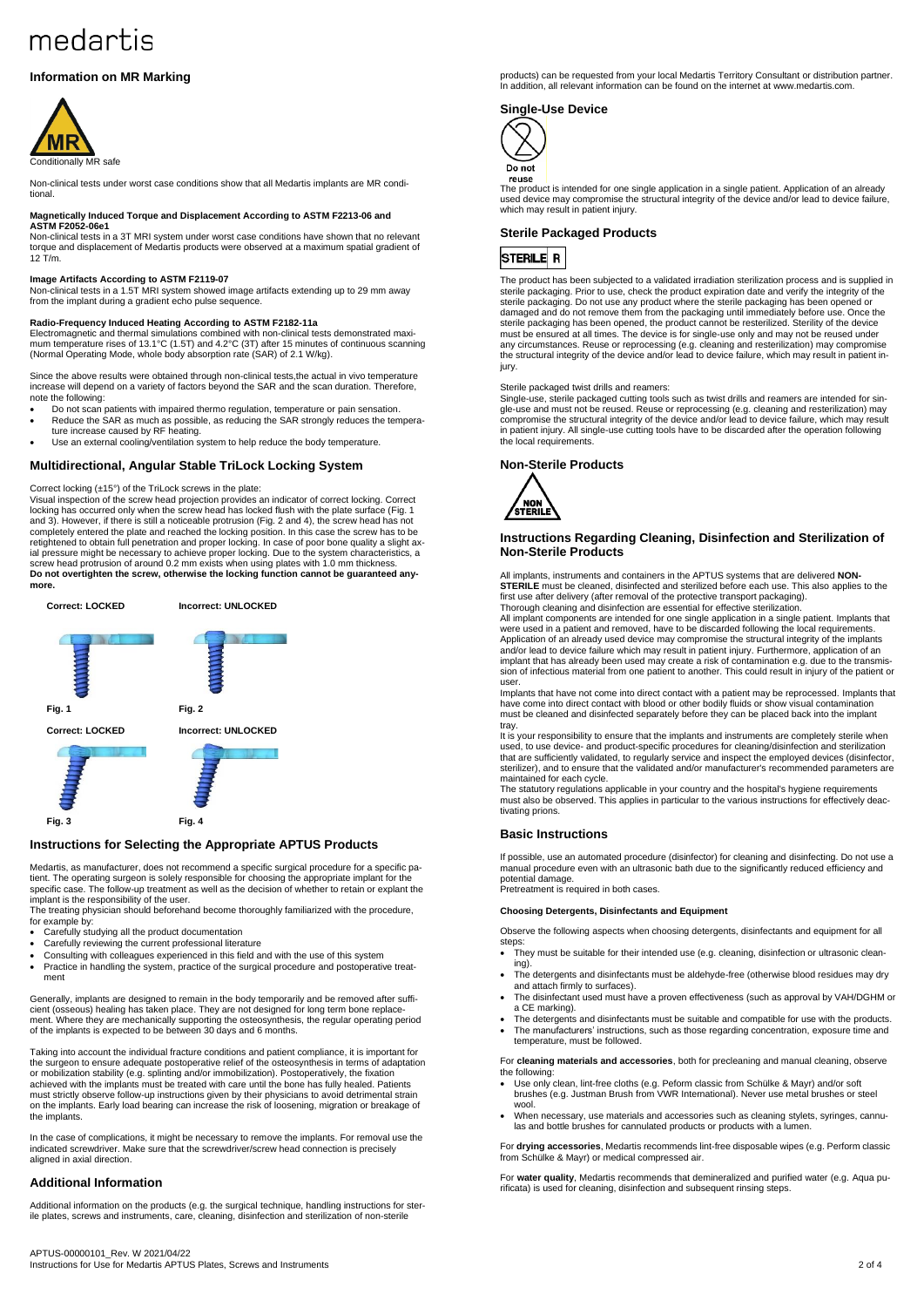# medartis

## Information on MR Marking

Conditionally MR safe

Non-clinical tests under worst case conditions show that all Medartis implants are MR conditional.

**Magnetically Induced Torque and Displacement According to ASTM F2213-06 and ASTM F2052-06e1**

Non-clinical tests in a 3T MRI system under worst case conditions have shown that no relevant torque and displacement of Medartis products were observed at a maximum spatial gradient of 12 T/m.

**Image Artifacts According to ASTM F2119-07**

Non-clinical tests in a 1.5T MRI system showed image artifacts extending up to 29 mm away from the implant during a gradient echo pulse sequence.

**Radio-Frequency Induced Heating According to ASTM F2182-11a**

Electromagnetic and thermal simulations combined with non-clinical tests demonstrated maximum temperature rises of 13.1°C (1.5T) and 4.2°C (3T) after 15 minutes of continuous scanning (Normal Operating Mode, whole body absorption rate (SAR) of 2.1 W/kg).

Since the above results were obtained through non-clinical tests,the actual in vivo temperature increase will depend on a variety of factors beyond the SAR and the scan duration. Therefore, note the following:

- Do not scan patients with impaired thermo regulation, temperature or pain sensation.
- Reduce the SAR as much as possible, as reducing the SAR strongly reduces the temperature increase caused by RF heating.
- Use an external cooling/ventilation system to help reduce the body temperature.

## Multidirectional, Angular Stable TriLock Locking System

Correct locking (±15°) of the TriLock screws in the plate:

Visual inspection of the screw head projection provides an indicator of correct locking. Correct locking has occurred only when the screw head has locked flush with the plate surface (Fig. 1 and 3). However, if there is still a noticeable protrusion (Fig. 2 and 4), the screw head has not completely entered the plate and reached the locking position. In this case the screw has to be retightened to obtain full penetration and proper locking. In case of poor bone quality a slight axial pressure might be necessary to achieve proper locking. Due to the system characteristics, a screw head protrusion of around 0.2 mm exists when using plates with 1.0 mm thickness.

**Do not overtighten the screw, otherwise the locking function cannot be guaranteed anymore.**

**Correct: LOCKED** **Incorrect: UNLOCKED**

**Fig. 1** **Fig. 2**

**Correct: LOCKED** **Incorrect: UNLOCKED**

**Fig. 3** **Fig. 4**

## Instructions for Selecting the Appropriate APTUS Products

Medartis, as manufacturer, does not recommend a specific surgical procedure for a specific patient. The operating surgeon is solely responsible for choosing the appropriate implant for the specific case. The follow-up treatment as well as the decision of whether to retain or explant the implant is the responsibility of the user.

The treating physician should beforehand become thoroughly familiarized with the procedure, for example by:

- Carefully studying all the product documentation
- Carefully reviewing the current professional literature
- Consulting with colleagues experienced in this field and with the use of this system
- Practice in handling the system, practice of the surgical procedure and postoperative treatment

Generally, implants are designed to remain in the body temporarily and be removed after sufficient (osseous) healing has taken place. They are not designed for long term bone replacement. Where they are mechanically supporting the osteosynthesis, the regular operating period of the implants is expected to be between 30 days and 6 months.

Taking into account the individual fracture conditions and patient compliance, it is important for the surgeon to ensure adequate postoperative relief of the osteosynthesis in terms of adaptation or mobilization stability (e.g. splinting and/or immobilization). Postoperatively, the fixation achieved with the implants must be treated with care until the bone has fully healed. Patients must strictly observe follow-up instructions given by their physicians to avoid detrimental strain on the implants. Early load bearing can increase the risk of loosening, migration or breakage of the implants.

In the case of complications, it might be necessary to remove the implants. For removal use the indicated screwdriver. Make sure that the screwdriver/screw head connection is precisely aligned in axial direction.

## Additional Information

Additional information on the products (e.g. the surgical technique, handling instructions for sterile plates, screws and instruments, care, cleaning, disinfection and sterilization of non-sterile products) can be requested from your local Medartis Territory Consultant or distribution partner. In addition, all relevant information can be found on the internet at www.medartis.com.

## Single-Use Device

Do not reuse

The product is intended for one single application in a single patient. Application of an already used device may compromise the structural integrity of the device and/or lead to device failure, which may result in patient injury.

## Sterile Packaged Products

STERILE R

The product has been subjected to a validated irradiation sterilization process and is supplied in sterile packaging. Prior to use, check the product expiration date and verify the integrity of the sterile packaging. Do not use any product where the sterile packaging has been opened or damaged and do not remove them from the packaging until immediately before use. Once the sterile packaging has been opened, the product cannot be resterilized. Sterility of the device must be ensured at all times. The device is for single-use only and may not be reused under any circumstances. Reuse or reprocessing (e.g. cleaning and resterilization) may compromise the structural integrity of the device and/or lead to device failure, which may result in patient injury.

Sterile packaged twist drills and reamers:

Single-use, sterile packaged cutting tools such as twist drills and reamers are intended for single-use and must not be reused. Reuse or reprocessing (e.g. cleaning and resterilization) may compromise the structural integrity of the device and/or lead to device failure, which may result in patient injury. All single-use cutting tools have to be discarded after the operation following the local requirements.

## Non-Sterile Products

NON STERILE

## Instructions Regarding Cleaning, Disinfection and Sterilization of Non-Sterile Products

All implants, instruments and containers in the APTUS systems that are delivered **NON-STERILE** must be cleaned, disinfected and sterilized before each use. This also applies to the first use after delivery (after removal of the protective transport packaging).

Thorough cleaning and disinfection are essential for effective sterilization.

All implant components are intended for one single application in a single patient. Implants that were used in a patient and removed, have to be discarded following the local requirements. Application of an already used device may compromise the structural integrity of the implants and/or lead to device failure which may result in patient injury. Furthermore, application of an implant that has already been used may create a risk of contamination e.g. due to the transmission of infectious material from one patient to another. This could result in injury of the patient or user.

Implants that have not come into direct contact with a patient may be reprocessed. Implants that have come into direct contact with blood or other bodily fluids or show visual contamination must be cleaned and disinfected separately before they can be placed back into the implant tray.

It is your responsibility to ensure that the implants and instruments are completely sterile when used, to use device- and product-specific procedures for cleaning/disinfection and sterilization that are sufficiently validated, to regularly service and inspect the employed devices (disinfector, sterilizer), and to ensure that the validated and/or manufacturer's recommended parameters are maintained for each cycle.

The statutory regulations applicable in your country and the hospital's hygiene requirements must also be observed. This applies in particular to the various instructions for effectively deactivating prions.

## Basic Instructions

If possible, use an automated procedure (disinfector) for cleaning and disinfecting. Do not use a manual procedure even with an ultrasonic bath due to the significantly reduced efficiency and potential damage.

Pretreatment is required in both cases.

### Choosing Detergents, Disinfectants and Equipment

Observe the following aspects when choosing detergents, disinfectants and equipment for all steps:

- They must be suitable for their intended use (e.g. cleaning, disinfection or ultrasonic cleaning).
- The detergents and disinfectants must be aldehyde-free (otherwise blood residues may dry and attach firmly to surfaces).
- The disinfectant used must have a proven effectiveness (such as approval by VAH/DGHM or a CE marking).
- The detergents and disinfectants must be suitable and compatible for use with the products.
- The manufacturers' instructions, such as those regarding concentration, exposure time and temperature, must be followed.

For **cleaning materials and accessories**, both for precleaning and manual cleaning, observe the following:

- Use only clean, lint-free cloths (e.g. Peform classic from Schülke & Mayr) and/or soft brushes (e.g. Justman Brush from VWR International). Never use metal brushes or steel wool.
- When necessary, use materials and accessories such as cleaning stylets, syringes, cannulas and bottle brushes for cannulated products or products with a lumen.

For **drying accessories**, Medartis recommends lint-free disposable wipes (e.g. Perform classic from Schülke & Mayr) or medical compressed air.

For **water quality**, Medartis recommends that demineralized and purified water (e.g. Aqua purificata) is used for cleaning, disinfection and subsequent rinsing steps.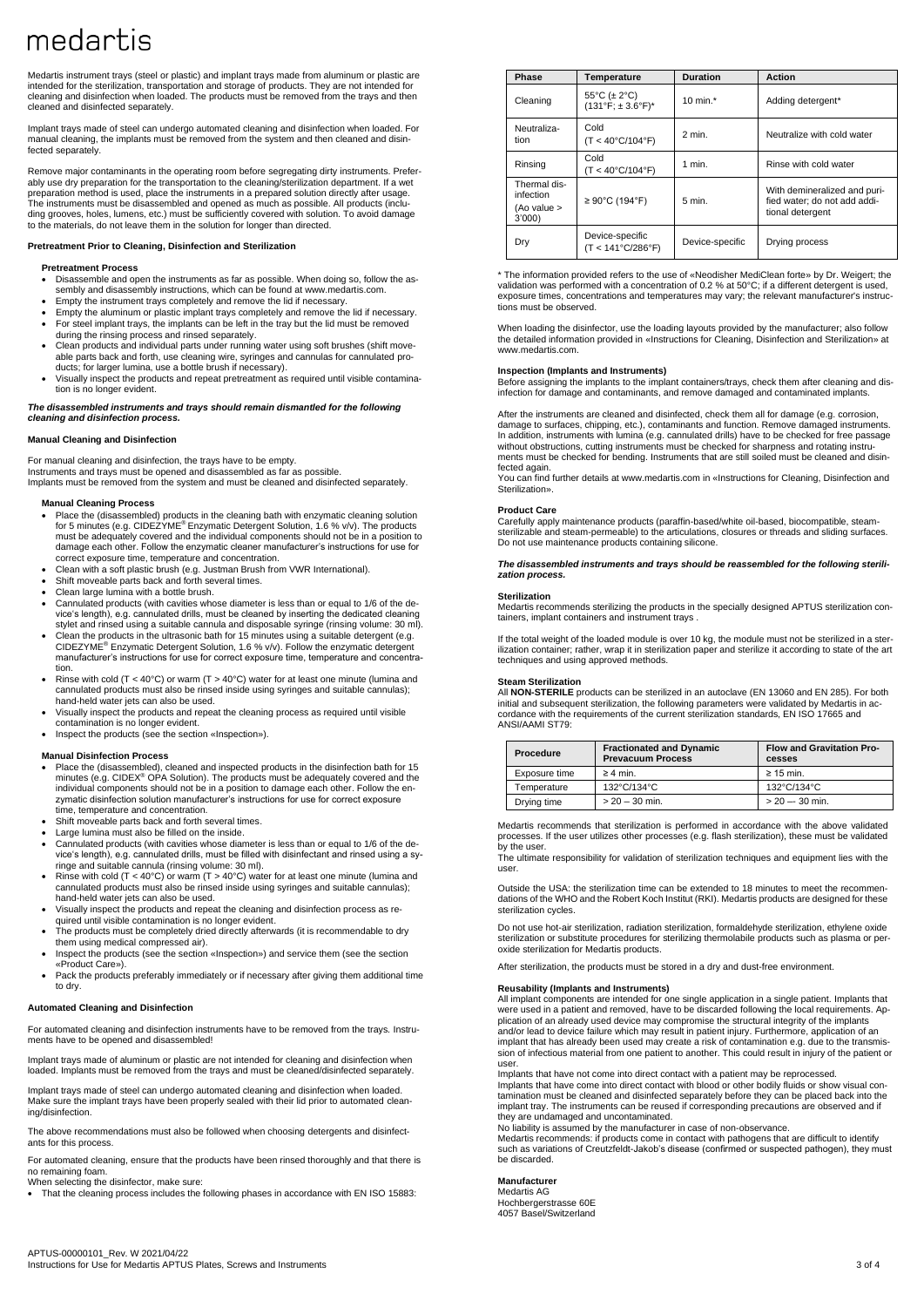# medartis

Medartis instrument trays (steel or plastic) and implant trays made from aluminum or plastic are intended for the sterilization, transportation and storage of products. They are not intended for cleaning and disinfection when loaded. The products must be removed from the trays and then cleaned and disinfected separately.

Implant trays made of steel can undergo automated cleaning and disinfection when loaded. For manual cleaning, the implants must be removed from the system and then cleaned and disinfected separately.

Remove major contaminants in the operating room before segregating dirty instruments. Preferably use dry preparation for the transportation to the cleaning/sterilization department. If a wet preparation method is used, place the instruments in a prepared solution directly after usage. The instruments must be disassembled and opened as much as possible. All products (including grooves, holes, lumens, etc.) must be sufficiently covered with solution. To avoid damage to the materials, do not leave them in the solution for longer than directed.

**Pretreatment Prior to Cleaning, Disinfection and Sterilization**

**Pretreatment Process**

- Disassemble and open the instruments as far as possible. When doing so, follow the assembly and disassembly instructions, which can be found at www.medartis.com.
- Empty the instrument trays completely and remove the lid if necessary.
- Empty the aluminum or plastic implant trays completely and remove the lid if necessary.
- For steel implant trays, the implants can be left in the tray but the lid must be removed during the rinsing process and rinsed separately.
- Clean products and individual parts under running water using soft brushes (shift moveable parts back and forth, use cleaning wire, syringes and cannulas for cannulated products; for larger lumina, use a bottle brush if necessary).
- Visually inspect the products and repeat pretreatment as required until visible contamination is no longer evident.

***The disassembled instruments and trays should remain dismantled for the following cleaning and disinfection process.***

**Manual Cleaning and Disinfection**

For manual cleaning and disinfection, the trays have to be empty.
Instruments and trays must be opened and disassembled as far as possible.
Implants must be removed from the system and must be cleaned and disinfected separately.

**Manual Cleaning Process**

- Place the (disassembled) products in the cleaning bath with enzymatic cleaning solution for 5 minutes (e.g. CIDEZYME® Enzymatic Detergent Solution, 1.6 % v/v). The products must be adequately covered and the individual components should not be in a position to damage each other. Follow the enzymatic cleaner manufacturer's instructions for use for correct exposure time, temperature and concentration.
- Clean with a soft plastic brush (e.g. Justman Brush from VWR International).
- Shift moveable parts back and forth several times.
- Clean large lumina with a bottle brush.
- Cannulated products (with cavities whose diameter is less than or equal to 1/6 of the device's length), e.g. cannulated drills, must be cleaned by inserting the dedicated cleaning stylet and rinsed using a suitable cannula and disposable syringe (rinsing volume: 30 ml).
- Clean the products in the ultrasonic bath for 15 minutes using a suitable detergent (e.g. CIDEZYME® Enzymatic Detergent Solution, 1.6 % v/v). Follow the enzymatic detergent manufacturer's instructions for use for correct exposure time, temperature and concentration.
- Rinse with cold (T < 40°C) or warm (T > 40°C) water for at least one minute (lumina and cannulated products must also be rinsed inside using syringes and suitable cannulas); hand-held water jets can also be used.
- Visually inspect the products and repeat the cleaning process as required until visible contamination is no longer evident.
- Inspect the products (see the section «Inspection»).

**Manual Disinfection Process**

- Place the (disassembled), cleaned and inspected products in the disinfection bath for 15 minutes (e.g. CIDEX® OPA Solution). The products must be adequately covered and the individual components should not be in a position to damage each other. Follow the enzymatic disinfection solution manufacturer's instructions for use for correct exposure time, temperature and concentration.
- Shift moveable parts back and forth several times.
- Large lumina must also be filled on the inside.
- Cannulated products (with cavities whose diameter is less than or equal to 1/6 of the device's length), e.g. cannulated drills, must be filled with disinfectant and rinsed using a syringe and suitable cannula (rinsing volume: 30 ml).
- Rinse with cold (T < 40°C) or warm (T > 40°C) water for at least one minute (lumina and cannulated products must also be rinsed inside using syringes and suitable cannulas); hand-held water jets can also be used.
- Visually inspect the products and repeat the cleaning and disinfection process as required until visible contamination is no longer evident.
- The products must be completely dried directly afterwards (it is recommendable to dry them using medical compressed air).
- Inspect the products (see the section «Inspection») and service them (see the section «Product Care»).
- Pack the products preferably immediately or if necessary after giving them additional time to dry.

**Automated Cleaning and Disinfection**

For automated cleaning and disinfection instruments have to be removed from the trays. Instruments have to be opened and disassembled!

Implant trays made of aluminum or plastic are not intended for cleaning and disinfection when loaded. Implants must be removed from the trays and must be cleaned/disinfected separately.

Implant trays made of steel can undergo automated cleaning and disinfection when loaded. Make sure the implant trays have been properly sealed with their lid prior to automated cleaning/disinfection.

The above recommendations must also be followed when choosing detergents and disinfectants for this process.

For automated cleaning, ensure that the products have been rinsed thoroughly and that there is no remaining foam.
When selecting the disinfector, make sure:

- That the cleaning process includes the following phases in accordance with EN ISO 15883:

| Phase | Temperature | Duration | Action |
|---|---|---|---|
| Cleaning | 55°C (± 2°C) (131°F; ± 3.6°F)* | 10 min.* | Adding detergent* |
| Neutralization | Cold (T < 40°C/104°F) | 2 min. | Neutralize with cold water |
| Rinsing | Cold (T < 40°C/104°F) | 1 min. | Rinse with cold water |
| Thermal disinfection (Ao value > 3'000) | ≥ 90°C (194°F) | 5 min. | With demineralized and purified water; do not add additional detergent |
| Dry | Device-specific (T < 141°C/286°F) | Device-specific | Drying process |

\* The information provided refers to the use of «Neodisher MediClean forte» by Dr. Weigert; the validation was performed with a concentration of 0.2 % at 50°C; if a different detergent is used, exposure times, concentrations and temperatures may vary; the relevant manufacturer's instructions must be observed.

When loading the disinfector, use the loading layouts provided by the manufacturer; also follow the detailed information provided in «Instructions for Cleaning, Disinfection and Sterilization» at www.medartis.com.

**Inspection (Implants and Instruments)**
Before assigning the implants to the implant containers/trays, check them after cleaning and disinfection for damage and contaminants, and remove damaged and contaminated implants.

After the instruments are cleaned and disinfected, check them all for damage (e.g. corrosion, damage to surfaces, chipping, etc.), contaminants and function. Remove damaged instruments. In addition, instruments with lumina (e.g. cannulated drills) have to be checked for free passage without obstructions, cutting instruments must be checked for sharpness and rotating instruments must be checked for bending. Instruments that are still soiled must be cleaned and disinfected again.
You can find further details at www.medartis.com in «Instructions for Cleaning, Disinfection and Sterilization».

**Product Care**
Carefully apply maintenance products (paraffin-based/white oil-based, biocompatible, steam-sterilizable and steam-permeable) to the articulations, closures or threads and sliding surfaces. Do not use maintenance products containing silicone.

***The disassembled instruments and trays should be reassembled for the following sterilization process.***

**Sterilization**
Medartis recommends sterilizing the products in the specially designed APTUS sterilization containers, implant containers and instrument trays .

If the total weight of the loaded module is over 10 kg, the module must not be sterilized in a sterilization container; rather, wrap it in sterilization paper and sterilize it according to state of the art techniques and using approved methods.

**Steam Sterilization**
All **NON-STERILE** products can be sterilized in an autoclave (EN 13060 and EN 285). For both initial and subsequent sterilization, the following parameters were validated by Medartis in accordance with the requirements of the current sterilization standards, EN ISO 17665 and ANSI/AAMI ST79:

| Procedure | Fractionated and Dynamic Prevacuum Process | Flow and Gravitation Processes |
|---|---|---|
| Exposure time | ≥ 4 min. | ≥ 15 min. |
| Temperature | 132°C/134°C | 132°C/134°C |
| Drying time | > 20 – 30 min. | > 20 — 30 min. |

Medartis recommends that sterilization is performed in accordance with the above validated processes. If the user utilizes other processes (e.g. flash sterilization), these must be validated by the user.
The ultimate responsibility for validation of sterilization techniques and equipment lies with the user.

Outside the USA: the sterilization time can be extended to 18 minutes to meet the recommendations of the WHO and the Robert Koch Institut (RKI). Medartis products are designed for these sterilization cycles.

Do not use hot-air sterilization, radiation sterilization, formaldehyde sterilization, ethylene oxide sterilization or substitute procedures for sterilizing thermolabile products such as plasma or peroxide sterilization for Medartis products.

After sterilization, the products must be stored in a dry and dust-free environment.

**Reusability (Implants and Instruments)**
All implant components are intended for one single application in a single patient. Implants that were used in a patient and removed, have to be discarded following the local requirements. Application of an already used device may compromise the structural integrity of the implants and/or lead to device failure which may result in patient injury. Furthermore, application of an implant that has already been used may create a risk of contamination e.g. due to the transmission of infectious material from one patient to another. This could result in injury of the patient or user.
Implants that have not come into direct contact with a patient may be reprocessed.
Implants that have come into direct contact with blood or other bodily fluids or show visual contamination must be cleaned and disinfected separately before they can be placed back into the implant tray. The instruments can be reused if corresponding precautions are observed and if they are undamaged and uncontaminated.
No liability is assumed by the manufacturer in case of non-observance.
Medartis recommends: if products come in contact with pathogens that are difficult to identify such as variations of Creutzfeldt-Jakob's disease (confirmed or suspected pathogen), they must be discarded.

**Manufacturer**
Medartis AG
Hochbergerstrasse 60E
4057 Basel/Switzerland

APTUS-00000101_Rev. W 2021/04/22
Instructions for Use for Medartis APTUS Plates, Screws and Instruments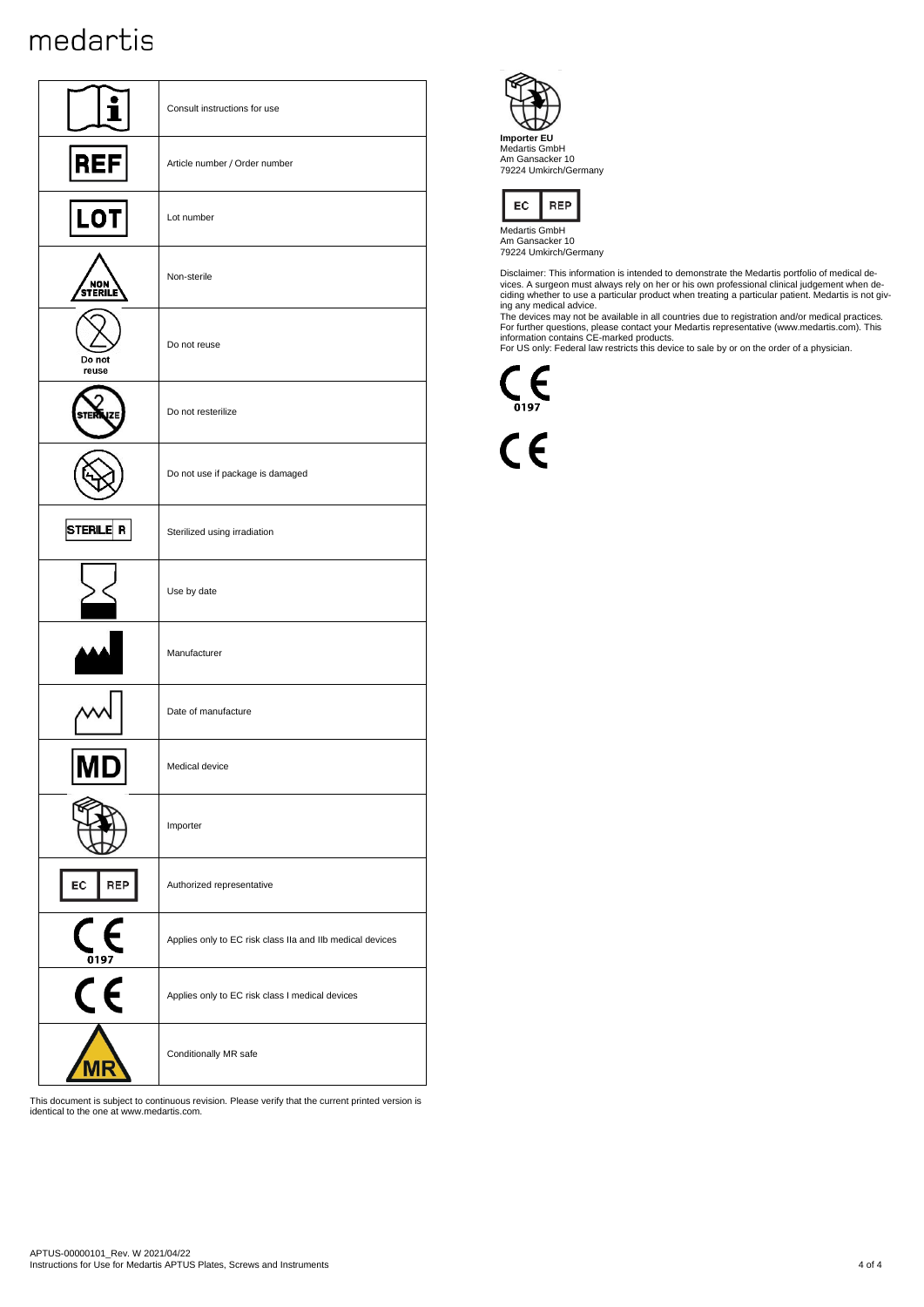medartis

| | |
|---|---|
| i | Consult instructions for use |
| REF | Article number / Order number |
| LOT | Lot number |
| NON STERILE | Non-sterile |
| Do not reuse | Do not reuse |
| STERILIZE | Do not resterilize |
| | Do not use if package is damaged |
| STERILE R | Sterilized using irradiation |
| | Use by date |
| | Manufacturer |
| | Date of manufacture |
| MD | Medical device |
| | Importer |
| EC REP | Authorized representative |
| CE 0197 | Applies only to EC risk class IIa and IIb medical devices |
| CE | Applies only to EC risk class I medical devices |
| MR | Conditionally MR safe |

This document is subject to continuous revision. Please verify that the current printed version is identical to the one at www.medartis.com.

**Importer EU**
Medartis GmbH
Am Gansacker 10
79224 Umkirch/Germany

EC REP

Medartis GmbH
Am Gansacker 10
79224 Umkirch/Germany

Disclaimer: This information is intended to demonstrate the Medartis portfolio of medical devices. A surgeon must always rely on her or his own professional clinical judgement when deciding whether to use a particular product when treating a particular patient. Medartis is not giving any medical advice.
The devices may not be available in all countries due to registration and/or medical practices. For further questions, please contact your Medartis representative (www.medartis.com). This information contains CE-marked products.
For US only: Federal law restricts this device to sale by or on the order of a physician.

CE 0197

CE

APTUS-00000101_Rev. W 2021/04/22
Instructions for Use for Medartis APTUS Plates, Screws and Instruments